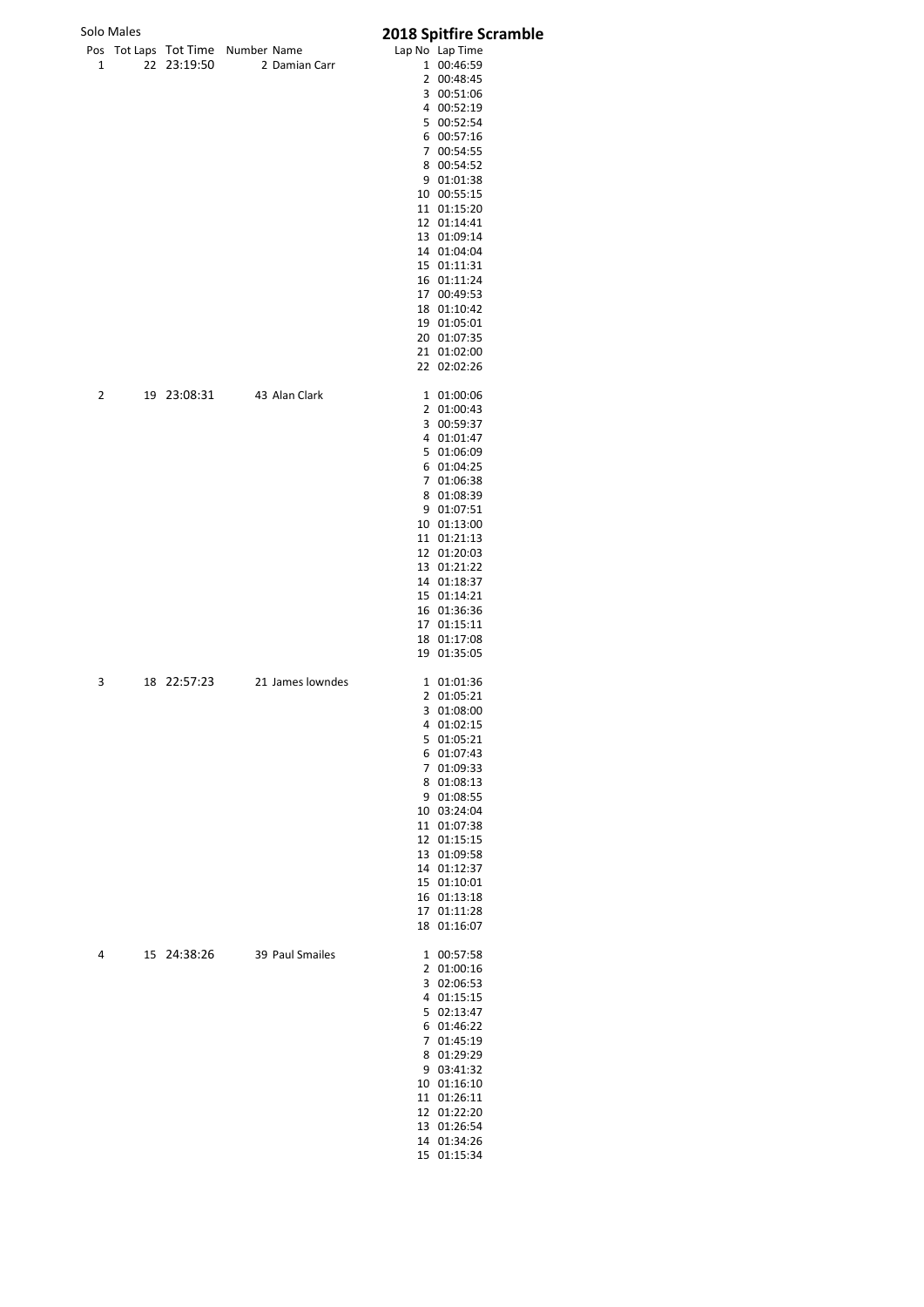# 2018 Spitfire Scramble

## Solo Males

| Pos | Tot Laps | Tot Time | Number | Name | Lap No | Lap Time |
|---|---|---|---|---|---|---|
| 1 | 22 | 23:19:50 | 2 | Damian Carr | 1 | 00:46:59 |
| | | | | | 2 | 00:48:45 |
| | | | | | 3 | 00:51:06 |
| | | | | | 4 | 00:52:19 |
| | | | | | 5 | 00:52:54 |
| | | | | | 6 | 00:57:16 |
| | | | | | 7 | 00:54:55 |
| | | | | | 8 | 00:54:52 |
| | | | | | 9 | 01:01:38 |
| | | | | | 10 | 00:55:15 |
| | | | | | 11 | 01:15:20 |
| | | | | | 12 | 01:14:41 |
| | | | | | 13 | 01:09:14 |
| | | | | | 14 | 01:04:04 |
| | | | | | 15 | 01:11:31 |
| | | | | | 16 | 01:11:24 |
| | | | | | 17 | 00:49:53 |
| | | | | | 18 | 01:10:42 |
| | | | | | 19 | 01:05:01 |
| | | | | | 20 | 01:07:35 |
| | | | | | 21 | 01:02:00 |
| | | | | | 22 | 02:02:26 |
| 2 | 19 | 23:08:31 | 43 | Alan Clark | 1 | 01:00:06 |
| | | | | | 2 | 01:00:43 |
| | | | | | 3 | 00:59:37 |
| | | | | | 4 | 01:01:47 |
| | | | | | 5 | 01:06:09 |
| | | | | | 6 | 01:04:25 |
| | | | | | 7 | 01:06:38 |
| | | | | | 8 | 01:08:39 |
| | | | | | 9 | 01:07:51 |
| | | | | | 10 | 01:13:00 |
| | | | | | 11 | 01:21:13 |
| | | | | | 12 | 01:20:03 |
| | | | | | 13 | 01:21:22 |
| | | | | | 14 | 01:18:37 |
| | | | | | 15 | 01:14:21 |
| | | | | | 16 | 01:36:36 |
| | | | | | 17 | 01:15:11 |
| | | | | | 18 | 01:17:08 |
| | | | | | 19 | 01:35:05 |
| 3 | 18 | 22:57:23 | 21 | James lowndes | 1 | 01:01:36 |
| | | | | | 2 | 01:05:21 |
| | | | | | 3 | 01:08:00 |
| | | | | | 4 | 01:02:15 |
| | | | | | 5 | 01:05:21 |
| | | | | | 6 | 01:07:43 |
| | | | | | 7 | 01:09:33 |
| | | | | | 8 | 01:08:13 |
| | | | | | 9 | 01:08:55 |
| | | | | | 10 | 03:24:04 |
| | | | | | 11 | 01:07:38 |
| | | | | | 12 | 01:15:15 |
| | | | | | 13 | 01:09:58 |
| | | | | | 14 | 01:12:37 |
| | | | | | 15 | 01:10:01 |
| | | | | | 16 | 01:13:18 |
| | | | | | 17 | 01:11:28 |
| | | | | | 18 | 01:16:07 |
| 4 | 15 | 24:38:26 | 39 | Paul Smailes | 1 | 00:57:58 |
| | | | | | 2 | 01:00:16 |
| | | | | | 3 | 02:06:53 |
| | | | | | 4 | 01:15:15 |
| | | | | | 5 | 02:13:47 |
| | | | | | 6 | 01:46:22 |
| | | | | | 7 | 01:45:19 |
| | | | | | 8 | 01:29:29 |
| | | | | | 9 | 03:41:32 |
| | | | | | 10 | 01:16:10 |
| | | | | | 11 | 01:26:11 |
| | | | | | 12 | 01:22:20 |
| | | | | | 13 | 01:26:54 |
| | | | | | 14 | 01:34:26 |
| | | | | | 15 | 01:15:34 |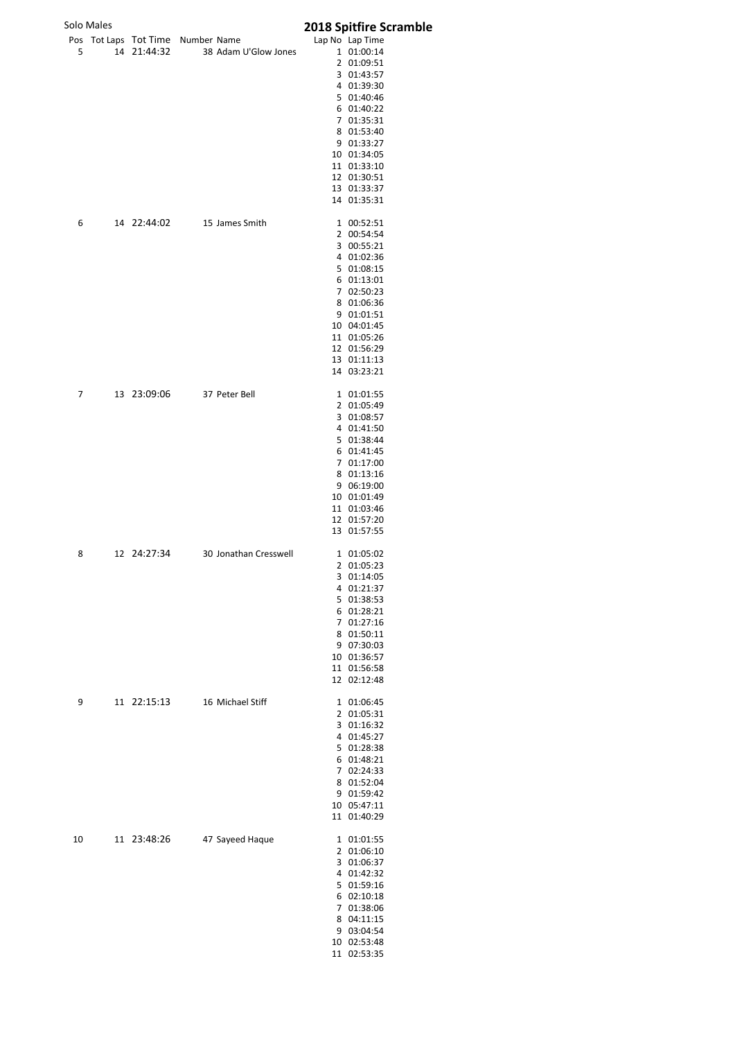Solo Males

# 2018 Spitfire Scramble

| Pos | Tot Laps | Tot Time | Number | Name | Lap No | Lap Time |
|---|---|---|---|---|---|---|
| 5 | 14 | 21:44:32 | 38 | Adam U'Glow Jones | 1 | 01:00:14 |
| | | | | | 2 | 01:09:51 |
| | | | | | 3 | 01:43:57 |
| | | | | | 4 | 01:39:30 |
| | | | | | 5 | 01:40:46 |
| | | | | | 6 | 01:40:22 |
| | | | | | 7 | 01:35:31 |
| | | | | | 8 | 01:53:40 |
| | | | | | 9 | 01:33:27 |
| | | | | | 10 | 01:34:05 |
| | | | | | 11 | 01:33:10 |
| | | | | | 12 | 01:30:51 |
| | | | | | 13 | 01:33:37 |
| | | | | | 14 | 01:35:31 |
| 6 | 14 | 22:44:02 | 15 | James Smith | 1 | 00:52:51 |
| | | | | | 2 | 00:54:54 |
| | | | | | 3 | 00:55:21 |
| | | | | | 4 | 01:02:36 |
| | | | | | 5 | 01:08:15 |
| | | | | | 6 | 01:13:01 |
| | | | | | 7 | 02:50:23 |
| | | | | | 8 | 01:06:36 |
| | | | | | 9 | 01:01:51 |
| | | | | | 10 | 04:01:45 |
| | | | | | 11 | 01:05:26 |
| | | | | | 12 | 01:56:29 |
| | | | | | 13 | 01:11:13 |
| | | | | | 14 | 03:23:21 |
| 7 | 13 | 23:09:06 | 37 | Peter Bell | 1 | 01:01:55 |
| | | | | | 2 | 01:05:49 |
| | | | | | 3 | 01:08:57 |
| | | | | | 4 | 01:41:50 |
| | | | | | 5 | 01:38:44 |
| | | | | | 6 | 01:41:45 |
| | | | | | 7 | 01:17:00 |
| | | | | | 8 | 01:13:16 |
| | | | | | 9 | 06:19:00 |
| | | | | | 10 | 01:01:49 |
| | | | | | 11 | 01:03:46 |
| | | | | | 12 | 01:57:20 |
| | | | | | 13 | 01:57:55 |
| 8 | 12 | 24:27:34 | 30 | Jonathan Cresswell | 1 | 01:05:02 |
| | | | | | 2 | 01:05:23 |
| | | | | | 3 | 01:14:05 |
| | | | | | 4 | 01:21:37 |
| | | | | | 5 | 01:38:53 |
| | | | | | 6 | 01:28:21 |
| | | | | | 7 | 01:27:16 |
| | | | | | 8 | 01:50:11 |
| | | | | | 9 | 07:30:03 |
| | | | | | 10 | 01:36:57 |
| | | | | | 11 | 01:56:58 |
| | | | | | 12 | 02:12:48 |
| 9 | 11 | 22:15:13 | 16 | Michael Stiff | 1 | 01:06:45 |
| | | | | | 2 | 01:05:31 |
| | | | | | 3 | 01:16:32 |
| | | | | | 4 | 01:45:27 |
| | | | | | 5 | 01:28:38 |
| | | | | | 6 | 01:48:21 |
| | | | | | 7 | 02:24:33 |
| | | | | | 8 | 01:52:04 |
| | | | | | 9 | 01:59:42 |
| | | | | | 10 | 05:47:11 |
| | | | | | 11 | 01:40:29 |
| 10 | 11 | 23:48:26 | 47 | Sayeed Haque | 1 | 01:01:55 |
| | | | | | 2 | 01:06:10 |
| | | | | | 3 | 01:06:37 |
| | | | | | 4 | 01:42:32 |
| | | | | | 5 | 01:59:16 |
| | | | | | 6 | 02:10:18 |
| | | | | | 7 | 01:38:06 |
| | | | | | 8 | 04:11:15 |
| | | | | | 9 | 03:04:54 |
| | | | | | 10 | 02:53:48 |
| | | | | | 11 | 02:53:35 |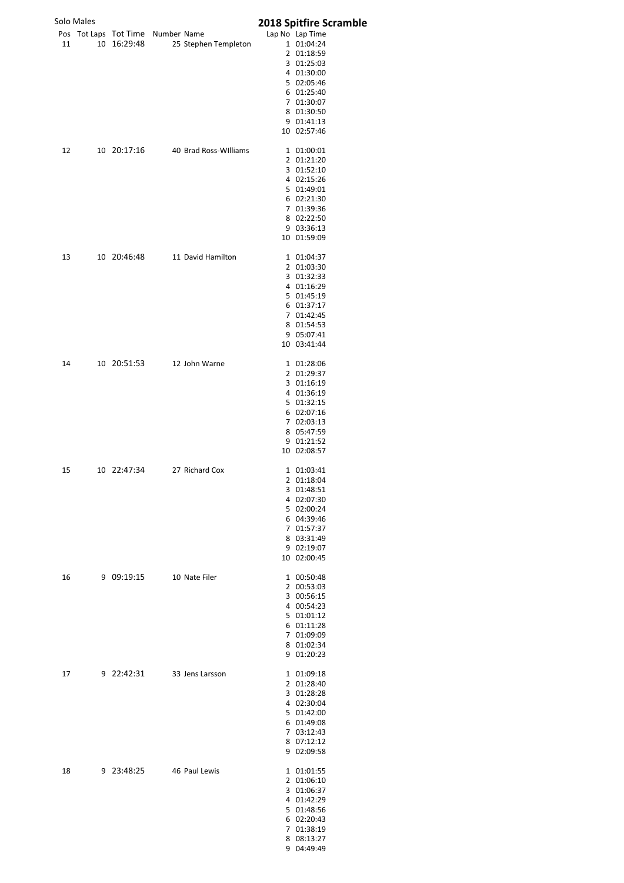Solo Males

## 2018 Spitfire Scramble

| Pos | Tot Laps | Tot Time | Number | Name | Lap No | Lap Time |
|---|---|---|---|---|---|---|
| 11 | 10 | 16:29:48 | 25 | Stephen Templeton | 1 | 01:04:24 |
| | | | | | 2 | 01:18:59 |
| | | | | | 3 | 01:25:03 |
| | | | | | 4 | 01:30:00 |
| | | | | | 5 | 02:05:46 |
| | | | | | 6 | 01:25:40 |
| | | | | | 7 | 01:30:07 |
| | | | | | 8 | 01:30:50 |
| | | | | | 9 | 01:41:13 |
| | | | | | 10 | 02:57:46 |
| 12 | 10 | 20:17:16 | 40 | Brad Ross-WIlliams | 1 | 01:00:01 |
| | | | | | 2 | 01:21:20 |
| | | | | | 3 | 01:52:10 |
| | | | | | 4 | 02:15:26 |
| | | | | | 5 | 01:49:01 |
| | | | | | 6 | 02:21:30 |
| | | | | | 7 | 01:39:36 |
| | | | | | 8 | 02:22:50 |
| | | | | | 9 | 03:36:13 |
| | | | | | 10 | 01:59:09 |
| 13 | 10 | 20:46:48 | 11 | David Hamilton | 1 | 01:04:37 |
| | | | | | 2 | 01:03:30 |
| | | | | | 3 | 01:32:33 |
| | | | | | 4 | 01:16:29 |
| | | | | | 5 | 01:45:19 |
| | | | | | 6 | 01:37:17 |
| | | | | | 7 | 01:42:45 |
| | | | | | 8 | 01:54:53 |
| | | | | | 9 | 05:07:41 |
| | | | | | 10 | 03:41:44 |
| 14 | 10 | 20:51:53 | 12 | John Warne | 1 | 01:28:06 |
| | | | | | 2 | 01:29:37 |
| | | | | | 3 | 01:16:19 |
| | | | | | 4 | 01:36:19 |
| | | | | | 5 | 01:32:15 |
| | | | | | 6 | 02:07:16 |
| | | | | | 7 | 02:03:13 |
| | | | | | 8 | 05:47:59 |
| | | | | | 9 | 01:21:52 |
| | | | | | 10 | 02:08:57 |
| 15 | 10 | 22:47:34 | 27 | Richard Cox | 1 | 01:03:41 |
| | | | | | 2 | 01:18:04 |
| | | | | | 3 | 01:48:51 |
| | | | | | 4 | 02:07:30 |
| | | | | | 5 | 02:00:24 |
| | | | | | 6 | 04:39:46 |
| | | | | | 7 | 01:57:37 |
| | | | | | 8 | 03:31:49 |
| | | | | | 9 | 02:19:07 |
| | | | | | 10 | 02:00:45 |
| 16 | 9 | 09:19:15 | 10 | Nate Filer | 1 | 00:50:48 |
| | | | | | 2 | 00:53:03 |
| | | | | | 3 | 00:56:15 |
| | | | | | 4 | 00:54:23 |
| | | | | | 5 | 01:01:12 |
| | | | | | 6 | 01:11:28 |
| | | | | | 7 | 01:09:09 |
| | | | | | 8 | 01:02:34 |
| | | | | | 9 | 01:20:23 |
| 17 | 9 | 22:42:31 | 33 | Jens Larsson | 1 | 01:09:18 |
| | | | | | 2 | 01:28:40 |
| | | | | | 3 | 01:28:28 |
| | | | | | 4 | 02:30:04 |
| | | | | | 5 | 01:42:00 |
| | | | | | 6 | 01:49:08 |
| | | | | | 7 | 03:12:43 |
| | | | | | 8 | 07:12:12 |
| | | | | | 9 | 02:09:58 |
| 18 | 9 | 23:48:25 | 46 | Paul Lewis | 1 | 01:01:55 |
| | | | | | 2 | 01:06:10 |
| | | | | | 3 | 01:06:37 |
| | | | | | 4 | 01:42:29 |
| | | | | | 5 | 01:48:56 |
| | | | | | 6 | 02:20:43 |
| | | | | | 7 | 01:38:19 |
| | | | | | 8 | 08:13:27 |
| | | | | | 9 | 04:49:49 |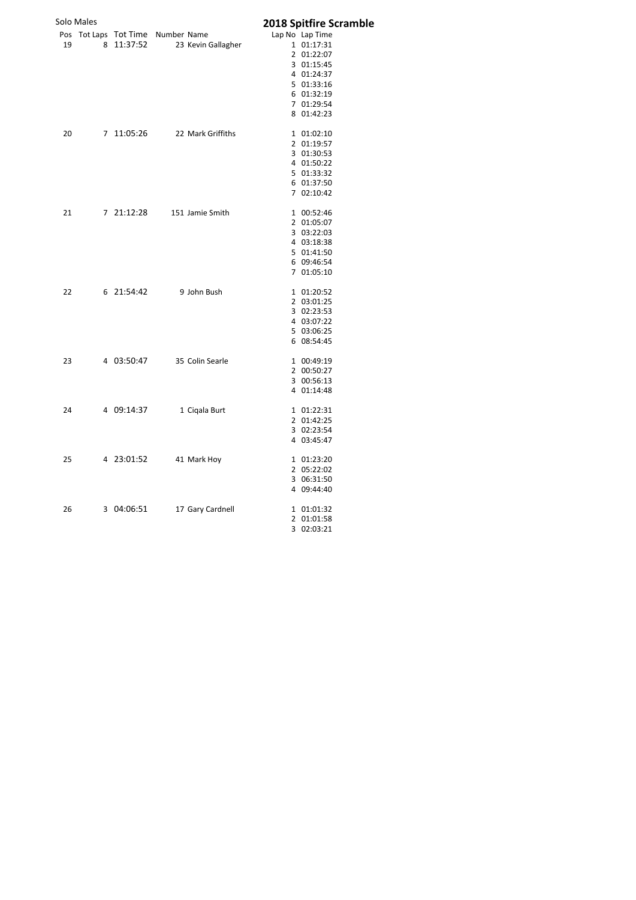Solo Males

# 2018 Spitfire Scramble

| Pos | Tot Laps | Tot Time | Number | Name | Lap No | Lap Time |
|---|---|---|---|---|---|---|
| 19 | 8 | 11:37:52 | 23 | Kevin Gallagher | 1 | 01:17:31 |
| | | | | | 2 | 01:22:07 |
| | | | | | 3 | 01:15:45 |
| | | | | | 4 | 01:24:37 |
| | | | | | 5 | 01:33:16 |
| | | | | | 6 | 01:32:19 |
| | | | | | 7 | 01:29:54 |
| | | | | | 8 | 01:42:23 |
| 20 | 7 | 11:05:26 | 22 | Mark Griffiths | 1 | 01:02:10 |
| | | | | | 2 | 01:19:57 |
| | | | | | 3 | 01:30:53 |
| | | | | | 4 | 01:50:22 |
| | | | | | 5 | 01:33:32 |
| | | | | | 6 | 01:37:50 |
| | | | | | 7 | 02:10:42 |
| 21 | 7 | 21:12:28 | 151 | Jamie Smith | 1 | 00:52:46 |
| | | | | | 2 | 01:05:07 |
| | | | | | 3 | 03:22:03 |
| | | | | | 4 | 03:18:38 |
| | | | | | 5 | 01:41:50 |
| | | | | | 6 | 09:46:54 |
| | | | | | 7 | 01:05:10 |
| 22 | 6 | 21:54:42 | 9 | John Bush | 1 | 01:20:52 |
| | | | | | 2 | 03:01:25 |
| | | | | | 3 | 02:23:53 |
| | | | | | 4 | 03:07:22 |
| | | | | | 5 | 03:06:25 |
| | | | | | 6 | 08:54:45 |
| 23 | 4 | 03:50:47 | 35 | Colin Searle | 1 | 00:49:19 |
| | | | | | 2 | 00:50:27 |
| | | | | | 3 | 00:56:13 |
| | | | | | 4 | 01:14:48 |
| 24 | 4 | 09:14:37 | 1 | Ciqala Burt | 1 | 01:22:31 |
| | | | | | 2 | 01:42:25 |
| | | | | | 3 | 02:23:54 |
| | | | | | 4 | 03:45:47 |
| 25 | 4 | 23:01:52 | 41 | Mark Hoy | 1 | 01:23:20 |
| | | | | | 2 | 05:22:02 |
| | | | | | 3 | 06:31:50 |
| | | | | | 4 | 09:44:40 |
| 26 | 3 | 04:06:51 | 17 | Gary Cardnell | 1 | 01:01:32 |
| | | | | | 2 | 01:01:58 |
| | | | | | 3 | 02:03:21 |